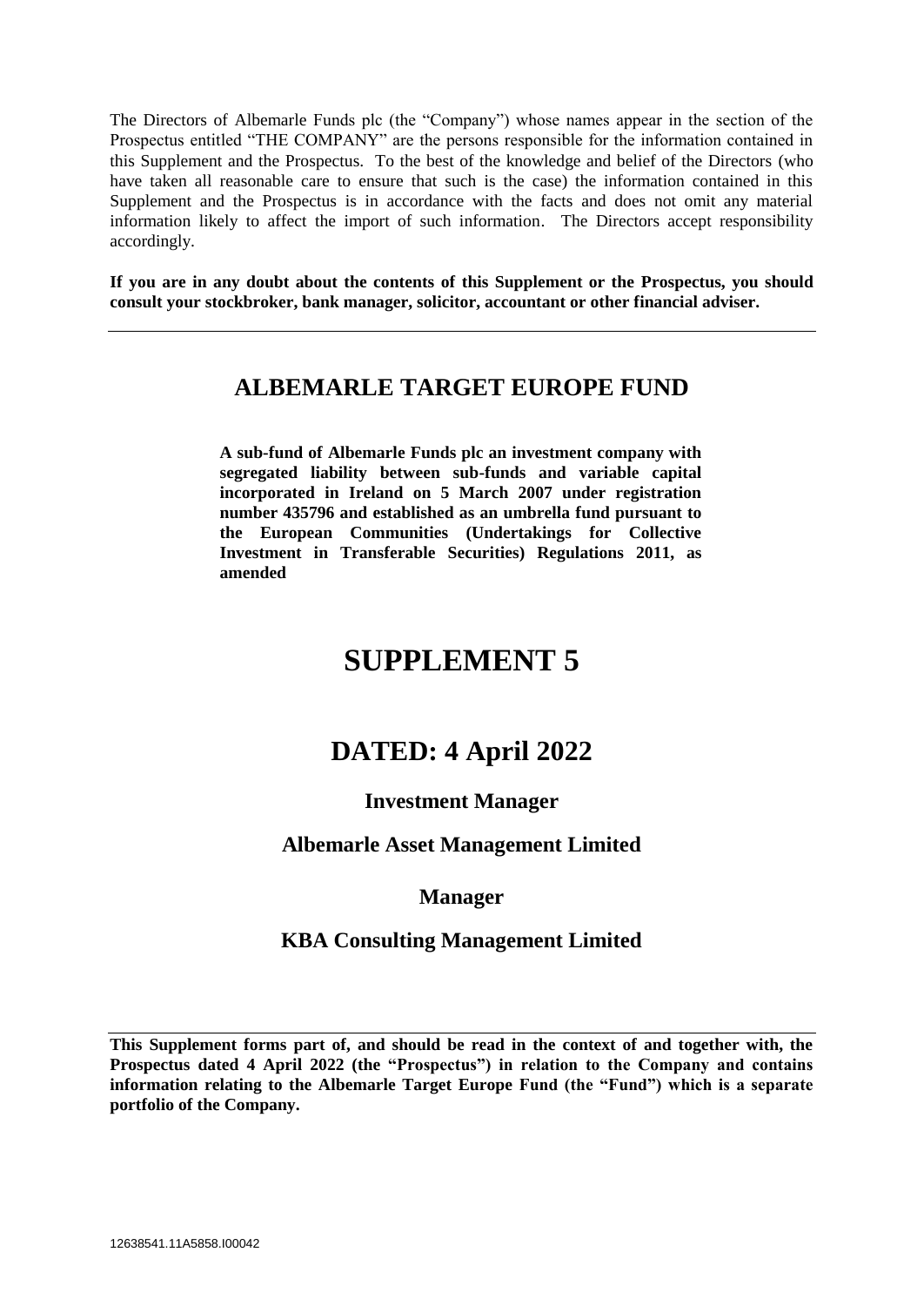The Directors of Albemarle Funds plc (the "Company") whose names appear in the section of the Prospectus entitled "THE COMPANY" are the persons responsible for the information contained in this Supplement and the Prospectus. To the best of the knowledge and belief of the Directors (who have taken all reasonable care to ensure that such is the case) the information contained in this Supplement and the Prospectus is in accordance with the facts and does not omit any material information likely to affect the import of such information. The Directors accept responsibility accordingly.

**If you are in any doubt about the contents of this Supplement or the Prospectus, you should consult your stockbroker, bank manager, solicitor, accountant or other financial adviser.**

---

## ALBEMARLE TARGET EUROPE FUND

**A sub-fund of Albemarle Funds plc an investment company with segregated liability between sub-funds and variable capital incorporated in Ireland on 5 March 2007 under registration number 435796 and established as an umbrella fund pursuant to the European Communities (Undertakings for Collective Investment in Transferable Securities) Regulations 2011, as amended**

# SUPPLEMENT 5

## DATED: 4 April 2022

### Investment Manager

### Albemarle Asset Management Limited

### Manager

### KBA Consulting Management Limited

---

**This Supplement forms part of, and should be read in the context of and together with, the Prospectus dated 4 April 2022 (the "Prospectus") in relation to the Company and contains information relating to the Albemarle Target Europe Fund (the "Fund") which is a separate portfolio of the Company.**

12638541.11A5858.I00042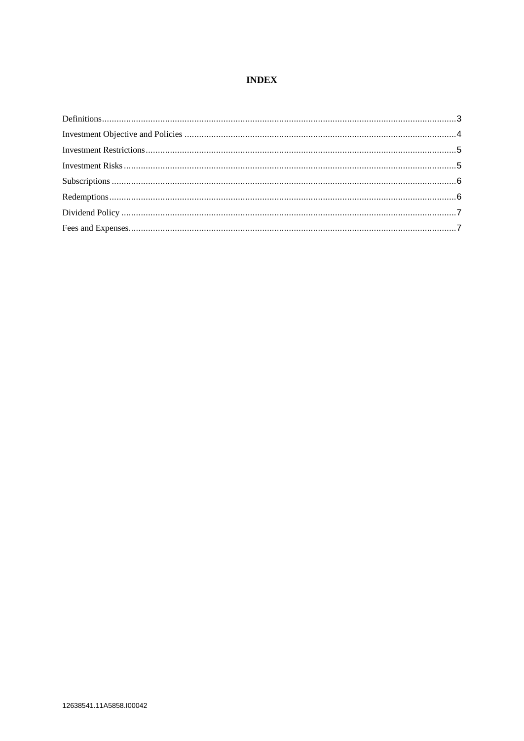# INDEX

Definitions......................................................................................................................................3

Investment Objective and Policies ................................................................................................4

Investment Restrictions..................................................................................................................5

Investment Risks ............................................................................................................................5

Subscriptions ..................................................................................................................................6

Redemptions ..................................................................................................................................6

Dividend Policy ..............................................................................................................................7

Fees and Expenses..........................................................................................................................7

12638541.11A5858.I00042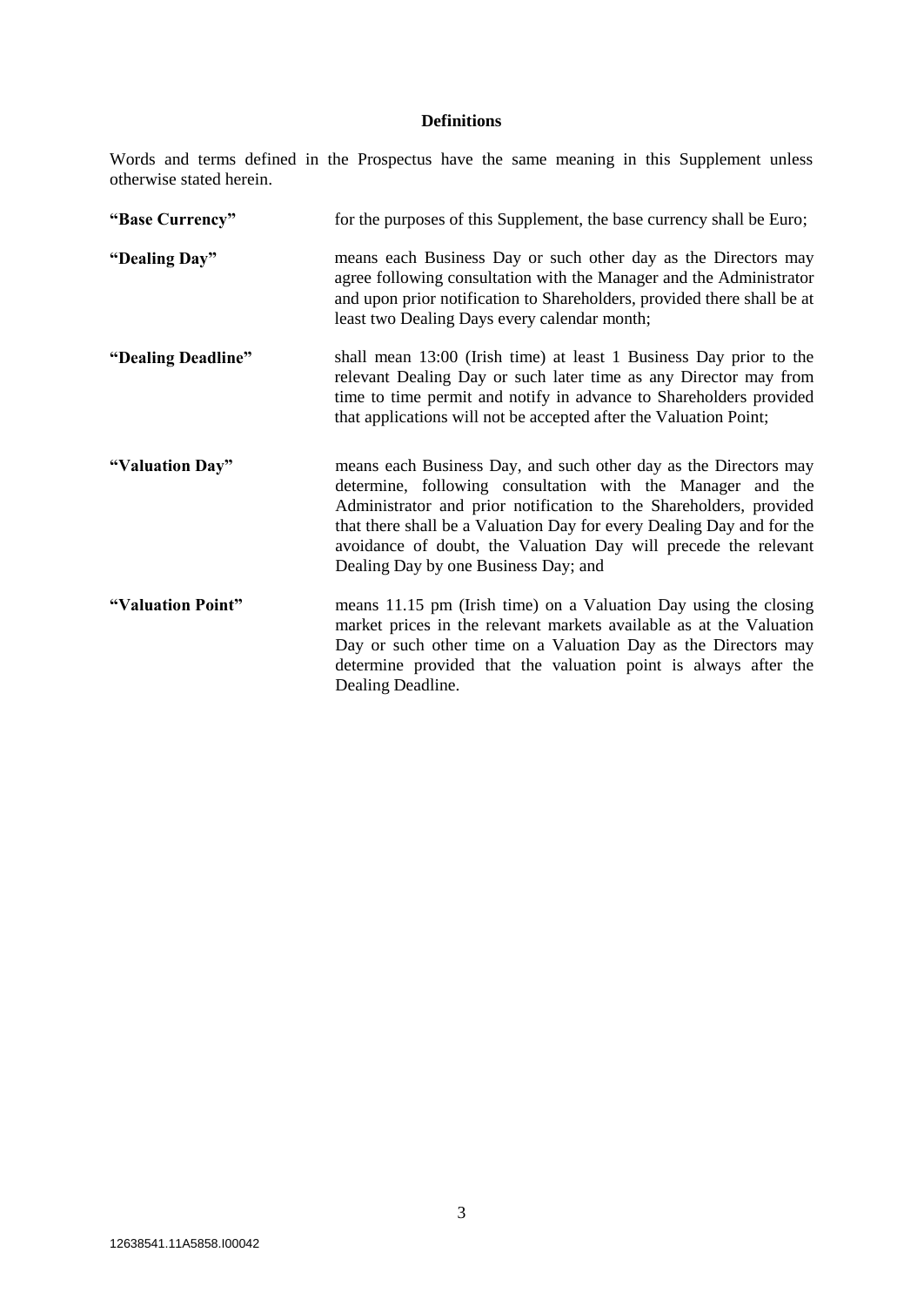## Definitions

Words and terms defined in the Prospectus have the same meaning in this Supplement unless otherwise stated herein.

**"Base Currency"** for the purposes of this Supplement, the base currency shall be Euro;

**"Dealing Day"** means each Business Day or such other day as the Directors may agree following consultation with the Manager and the Administrator and upon prior notification to Shareholders, provided there shall be at least two Dealing Days every calendar month;

**"Dealing Deadline"** shall mean 13:00 (Irish time) at least 1 Business Day prior to the relevant Dealing Day or such later time as any Director may from time to time permit and notify in advance to Shareholders provided that applications will not be accepted after the Valuation Point;

**"Valuation Day"** means each Business Day, and such other day as the Directors may determine, following consultation with the Manager and the Administrator and prior notification to the Shareholders, provided that there shall be a Valuation Day for every Dealing Day and for the avoidance of doubt, the Valuation Day will precede the relevant Dealing Day by one Business Day; and

**"Valuation Point"** means 11.15 pm (Irish time) on a Valuation Day using the closing market prices in the relevant markets available as at the Valuation Day or such other time on a Valuation Day as the Directors may determine provided that the valuation point is always after the Dealing Deadline.

12638541.11A5858.I00042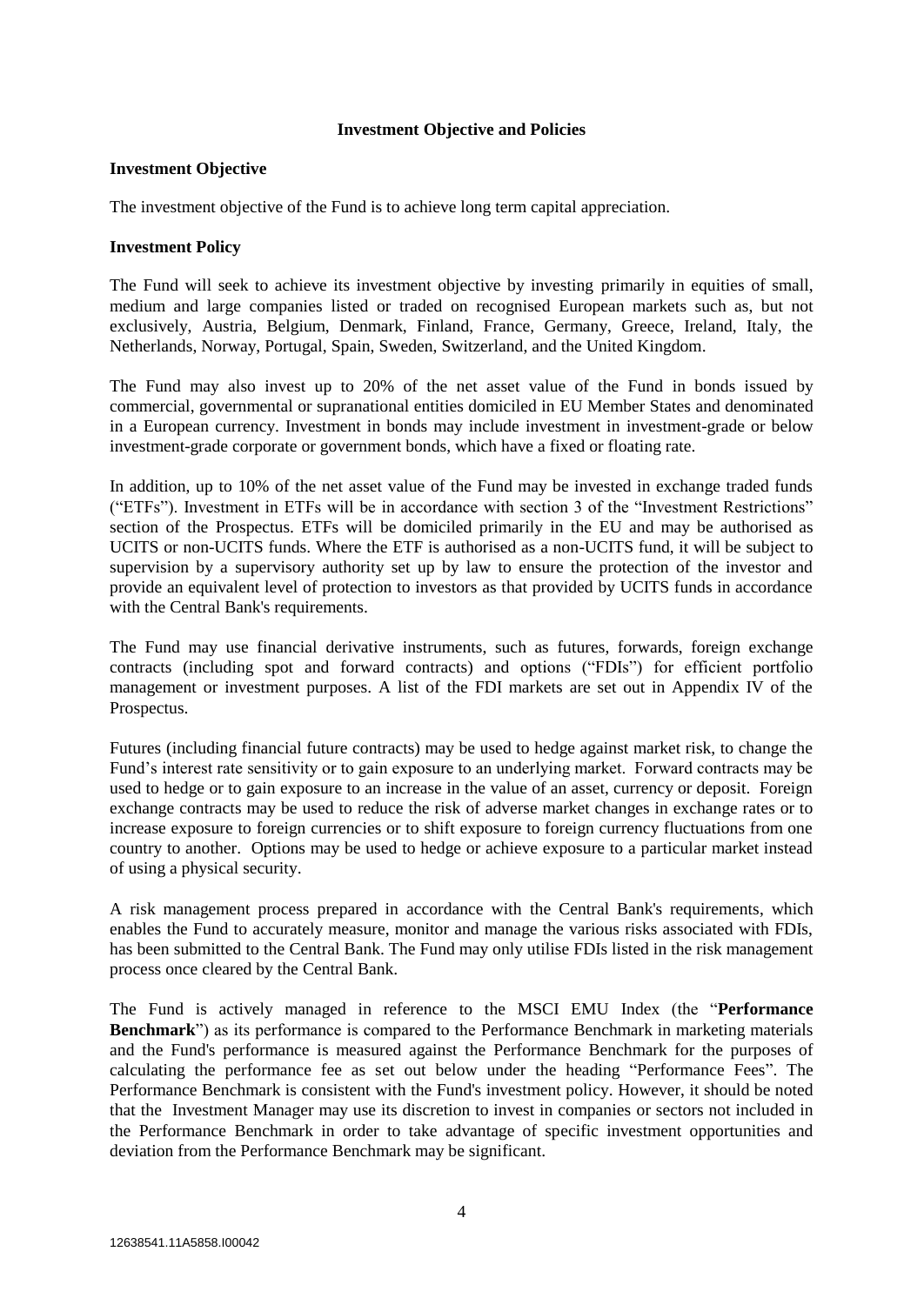## Investment Objective and Policies

### Investment Objective

The investment objective of the Fund is to achieve long term capital appreciation.

### Investment Policy

The Fund will seek to achieve its investment objective by investing primarily in equities of small, medium and large companies listed or traded on recognised European markets such as, but not exclusively, Austria, Belgium, Denmark, Finland, France, Germany, Greece, Ireland, Italy, the Netherlands, Norway, Portugal, Spain, Sweden, Switzerland, and the United Kingdom.

The Fund may also invest up to 20% of the net asset value of the Fund in bonds issued by commercial, governmental or supranational entities domiciled in EU Member States and denominated in a European currency. Investment in bonds may include investment in investment-grade or below investment-grade corporate or government bonds, which have a fixed or floating rate.

In addition, up to 10% of the net asset value of the Fund may be invested in exchange traded funds ("ETFs"). Investment in ETFs will be in accordance with section 3 of the "Investment Restrictions" section of the Prospectus. ETFs will be domiciled primarily in the EU and may be authorised as UCITS or non-UCITS funds. Where the ETF is authorised as a non-UCITS fund, it will be subject to supervision by a supervisory authority set up by law to ensure the protection of the investor and provide an equivalent level of protection to investors as that provided by UCITS funds in accordance with the Central Bank's requirements.

The Fund may use financial derivative instruments, such as futures, forwards, foreign exchange contracts (including spot and forward contracts) and options ("FDIs") for efficient portfolio management or investment purposes. A list of the FDI markets are set out in Appendix IV of the Prospectus.

Futures (including financial future contracts) may be used to hedge against market risk, to change the Fund's interest rate sensitivity or to gain exposure to an underlying market. Forward contracts may be used to hedge or to gain exposure to an increase in the value of an asset, currency or deposit. Foreign exchange contracts may be used to reduce the risk of adverse market changes in exchange rates or to increase exposure to foreign currencies or to shift exposure to foreign currency fluctuations from one country to another. Options may be used to hedge or achieve exposure to a particular market instead of using a physical security.

A risk management process prepared in accordance with the Central Bank's requirements, which enables the Fund to accurately measure, monitor and manage the various risks associated with FDIs, has been submitted to the Central Bank. The Fund may only utilise FDIs listed in the risk management process once cleared by the Central Bank.

The Fund is actively managed in reference to the MSCI EMU Index (the "**Performance Benchmark**") as its performance is compared to the Performance Benchmark in marketing materials and the Fund's performance is measured against the Performance Benchmark for the purposes of calculating the performance fee as set out below under the heading "Performance Fees". The Performance Benchmark is consistent with the Fund's investment policy. However, it should be noted that the Investment Manager may use its discretion to invest in companies or sectors not included in the Performance Benchmark in order to take advantage of specific investment opportunities and deviation from the Performance Benchmark may be significant.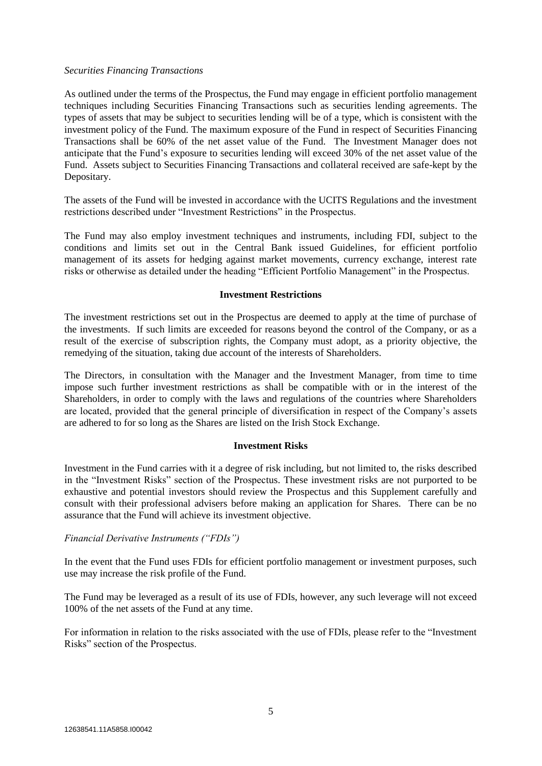*Securities Financing Transactions*

As outlined under the terms of the Prospectus, the Fund may engage in efficient portfolio management techniques including Securities Financing Transactions such as securities lending agreements. The types of assets that may be subject to securities lending will be of a type, which is consistent with the investment policy of the Fund. The maximum exposure of the Fund in respect of Securities Financing Transactions shall be 60% of the net asset value of the Fund. The Investment Manager does not anticipate that the Fund's exposure to securities lending will exceed 30% of the net asset value of the Fund. Assets subject to Securities Financing Transactions and collateral received are safe-kept by the Depositary.

The assets of the Fund will be invested in accordance with the UCITS Regulations and the investment restrictions described under "Investment Restrictions" in the Prospectus.

The Fund may also employ investment techniques and instruments, including FDI, subject to the conditions and limits set out in the Central Bank issued Guidelines, for efficient portfolio management of its assets for hedging against market movements, currency exchange, interest rate risks or otherwise as detailed under the heading "Efficient Portfolio Management" in the Prospectus.

## Investment Restrictions

The investment restrictions set out in the Prospectus are deemed to apply at the time of purchase of the investments. If such limits are exceeded for reasons beyond the control of the Company, or as a result of the exercise of subscription rights, the Company must adopt, as a priority objective, the remedying of the situation, taking due account of the interests of Shareholders.

The Directors, in consultation with the Manager and the Investment Manager, from time to time impose such further investment restrictions as shall be compatible with or in the interest of the Shareholders, in order to comply with the laws and regulations of the countries where Shareholders are located, provided that the general principle of diversification in respect of the Company's assets are adhered to for so long as the Shares are listed on the Irish Stock Exchange.

## Investment Risks

Investment in the Fund carries with it a degree of risk including, but not limited to, the risks described in the "Investment Risks" section of the Prospectus. These investment risks are not purported to be exhaustive and potential investors should review the Prospectus and this Supplement carefully and consult with their professional advisers before making an application for Shares. There can be no assurance that the Fund will achieve its investment objective.

*Financial Derivative Instruments ("FDIs")*

In the event that the Fund uses FDIs for efficient portfolio management or investment purposes, such use may increase the risk profile of the Fund.

The Fund may be leveraged as a result of its use of FDIs, however, any such leverage will not exceed 100% of the net assets of the Fund at any time.

For information in relation to the risks associated with the use of FDIs, please refer to the "Investment Risks" section of the Prospectus.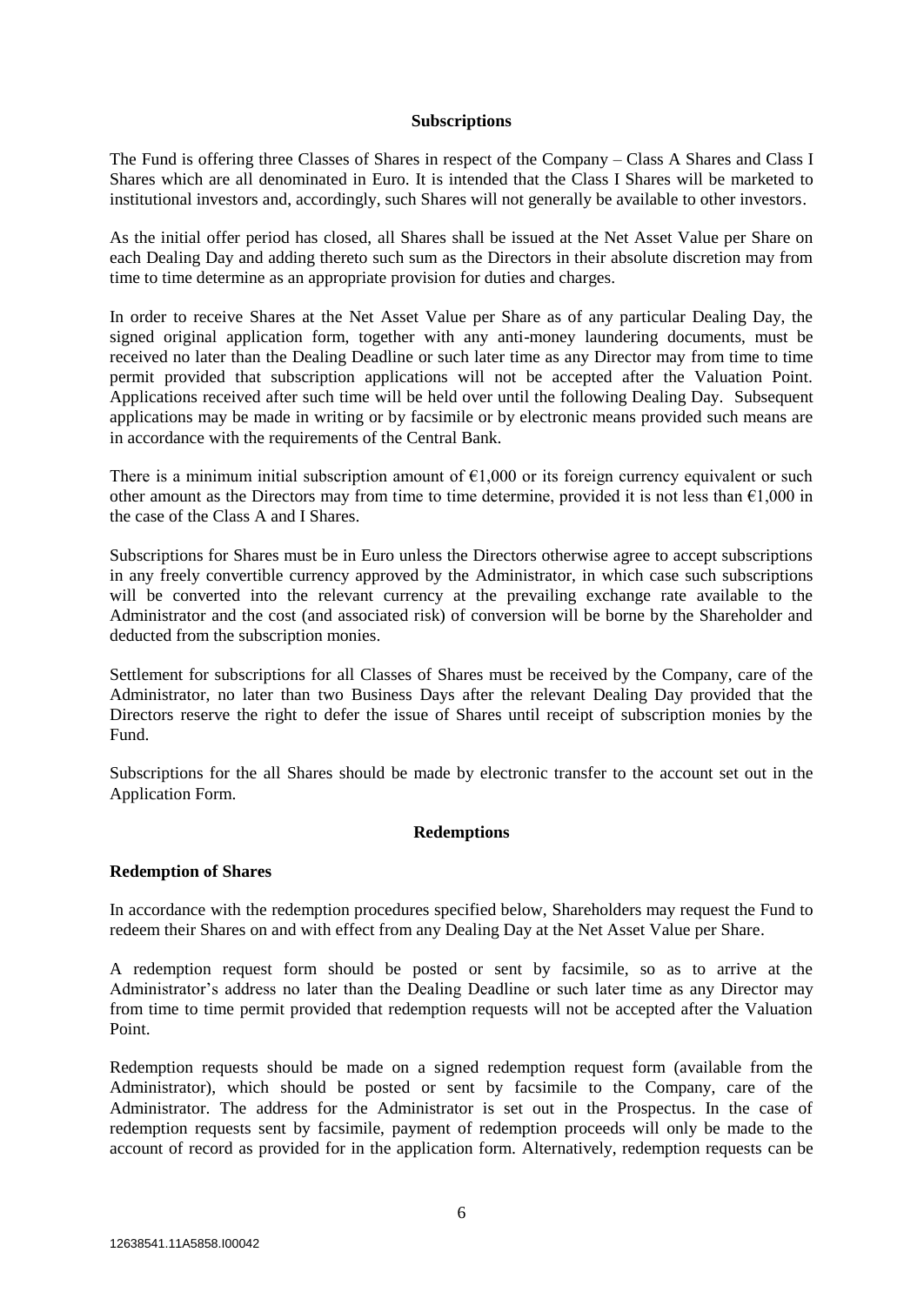**Subscriptions**

The Fund is offering three Classes of Shares in respect of the Company – Class A Shares and Class I Shares which are all denominated in Euro. It is intended that the Class I Shares will be marketed to institutional investors and, accordingly, such Shares will not generally be available to other investors.

As the initial offer period has closed, all Shares shall be issued at the Net Asset Value per Share on each Dealing Day and adding thereto such sum as the Directors in their absolute discretion may from time to time determine as an appropriate provision for duties and charges.

In order to receive Shares at the Net Asset Value per Share as of any particular Dealing Day, the signed original application form, together with any anti-money laundering documents, must be received no later than the Dealing Deadline or such later time as any Director may from time to time permit provided that subscription applications will not be accepted after the Valuation Point. Applications received after such time will be held over until the following Dealing Day. Subsequent applications may be made in writing or by facsimile or by electronic means provided such means are in accordance with the requirements of the Central Bank.

There is a minimum initial subscription amount of €1,000 or its foreign currency equivalent or such other amount as the Directors may from time to time determine, provided it is not less than €1,000 in the case of the Class A and I Shares.

Subscriptions for Shares must be in Euro unless the Directors otherwise agree to accept subscriptions in any freely convertible currency approved by the Administrator, in which case such subscriptions will be converted into the relevant currency at the prevailing exchange rate available to the Administrator and the cost (and associated risk) of conversion will be borne by the Shareholder and deducted from the subscription monies.

Settlement for subscriptions for all Classes of Shares must be received by the Company, care of the Administrator, no later than two Business Days after the relevant Dealing Day provided that the Directors reserve the right to defer the issue of Shares until receipt of subscription monies by the Fund.

Subscriptions for the all Shares should be made by electronic transfer to the account set out in the Application Form.

**Redemptions**

**Redemption of Shares**

In accordance with the redemption procedures specified below, Shareholders may request the Fund to redeem their Shares on and with effect from any Dealing Day at the Net Asset Value per Share.

A redemption request form should be posted or sent by facsimile, so as to arrive at the Administrator's address no later than the Dealing Deadline or such later time as any Director may from time to time permit provided that redemption requests will not be accepted after the Valuation Point.

Redemption requests should be made on a signed redemption request form (available from the Administrator), which should be posted or sent by facsimile to the Company, care of the Administrator. The address for the Administrator is set out in the Prospectus. In the case of redemption requests sent by facsimile, payment of redemption proceeds will only be made to the account of record as provided for in the application form. Alternatively, redemption requests can be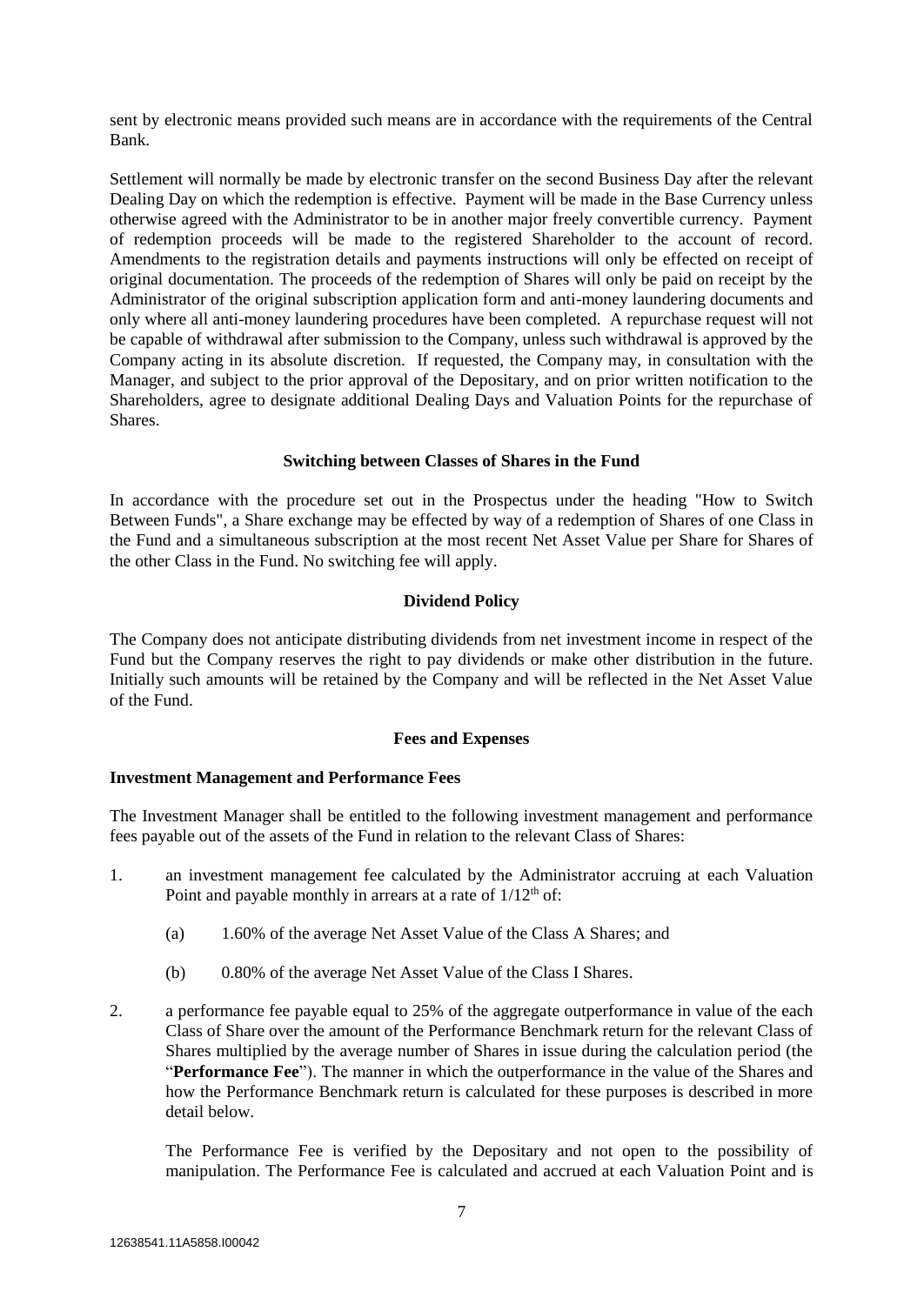sent by electronic means provided such means are in accordance with the requirements of the Central Bank.

Settlement will normally be made by electronic transfer on the second Business Day after the relevant Dealing Day on which the redemption is effective. Payment will be made in the Base Currency unless otherwise agreed with the Administrator to be in another major freely convertible currency. Payment of redemption proceeds will be made to the registered Shareholder to the account of record. Amendments to the registration details and payments instructions will only be effected on receipt of original documentation. The proceeds of the redemption of Shares will only be paid on receipt by the Administrator of the original subscription application form and anti-money laundering documents and only where all anti-money laundering procedures have been completed. A repurchase request will not be capable of withdrawal after submission to the Company, unless such withdrawal is approved by the Company acting in its absolute discretion. If requested, the Company may, in consultation with the Manager, and subject to the prior approval of the Depositary, and on prior written notification to the Shareholders, agree to designate additional Dealing Days and Valuation Points for the repurchase of Shares.

## Switching between Classes of Shares in the Fund

In accordance with the procedure set out in the Prospectus under the heading "How to Switch Between Funds", a Share exchange may be effected by way of a redemption of Shares of one Class in the Fund and a simultaneous subscription at the most recent Net Asset Value per Share for Shares of the other Class in the Fund. No switching fee will apply.

## Dividend Policy

The Company does not anticipate distributing dividends from net investment income in respect of the Fund but the Company reserves the right to pay dividends or make other distribution in the future. Initially such amounts will be retained by the Company and will be reflected in the Net Asset Value of the Fund.

## Fees and Expenses

### Investment Management and Performance Fees

The Investment Manager shall be entitled to the following investment management and performance fees payable out of the assets of the Fund in relation to the relevant Class of Shares:

1. an investment management fee calculated by the Administrator accruing at each Valuation Point and payable monthly in arrears at a rate of $1/12^{th}$ of:

   (a) 1.60% of the average Net Asset Value of the Class A Shares; and

   (b) 0.80% of the average Net Asset Value of the Class I Shares.

2. a performance fee payable equal to 25% of the aggregate outperformance in value of the each Class of Share over the amount of the Performance Benchmark return for the relevant Class of Shares multiplied by the average number of Shares in issue during the calculation period (the "**Performance Fee**"). The manner in which the outperformance in the value of the Shares and how the Performance Benchmark return is calculated for these purposes is described in more detail below.

   The Performance Fee is verified by the Depositary and not open to the possibility of manipulation. The Performance Fee is calculated and accrued at each Valuation Point and is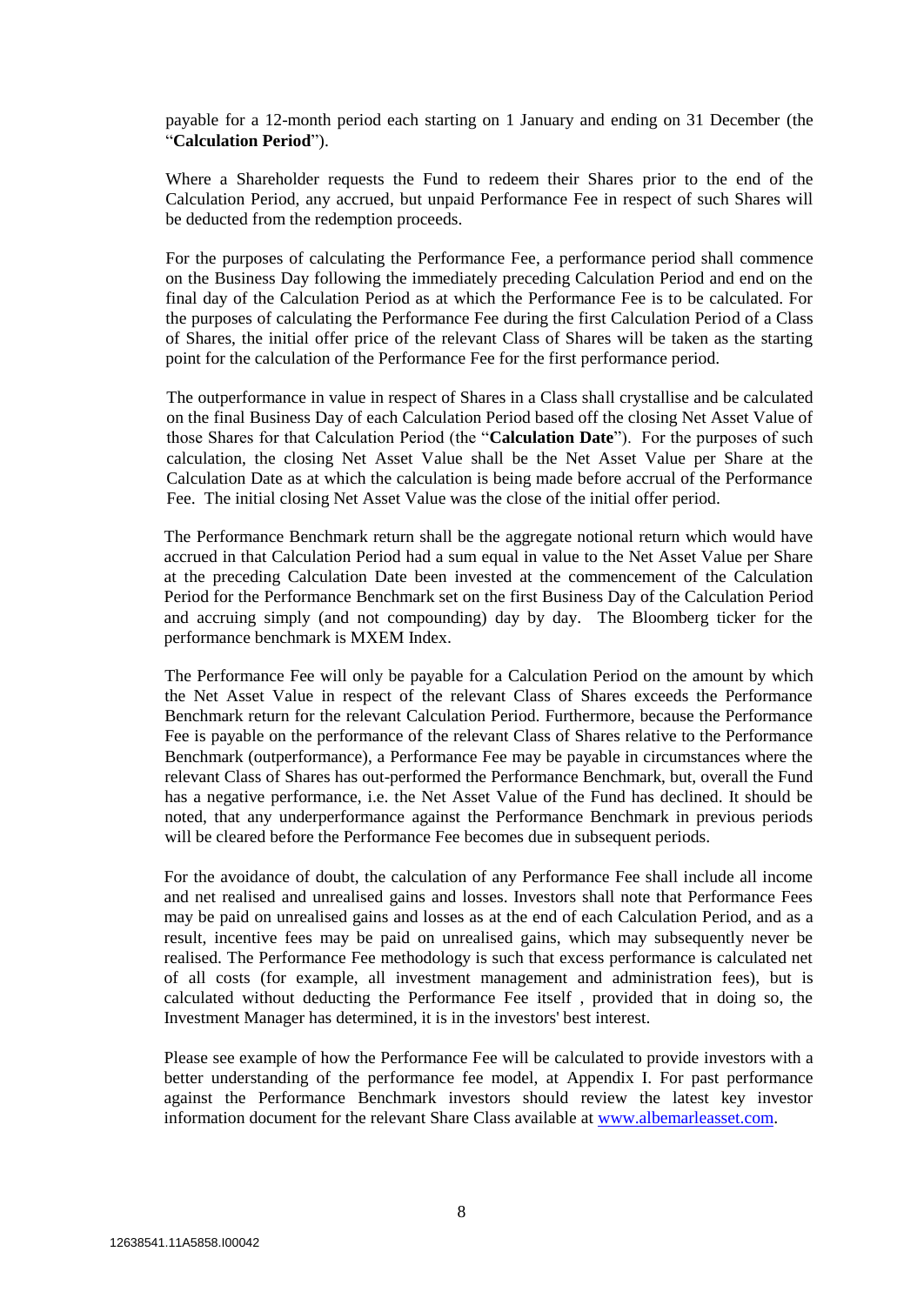payable for a 12-month period each starting on 1 January and ending on 31 December (the "**Calculation Period**").

Where a Shareholder requests the Fund to redeem their Shares prior to the end of the Calculation Period, any accrued, but unpaid Performance Fee in respect of such Shares will be deducted from the redemption proceeds.

For the purposes of calculating the Performance Fee, a performance period shall commence on the Business Day following the immediately preceding Calculation Period and end on the final day of the Calculation Period as at which the Performance Fee is to be calculated. For the purposes of calculating the Performance Fee during the first Calculation Period of a Class of Shares, the initial offer price of the relevant Class of Shares will be taken as the starting point for the calculation of the Performance Fee for the first performance period.

The outperformance in value in respect of Shares in a Class shall crystallise and be calculated on the final Business Day of each Calculation Period based off the closing Net Asset Value of those Shares for that Calculation Period (the "**Calculation Date**"). For the purposes of such calculation, the closing Net Asset Value shall be the Net Asset Value per Share at the Calculation Date as at which the calculation is being made before accrual of the Performance Fee. The initial closing Net Asset Value was the close of the initial offer period.

The Performance Benchmark return shall be the aggregate notional return which would have accrued in that Calculation Period had a sum equal in value to the Net Asset Value per Share at the preceding Calculation Date been invested at the commencement of the Calculation Period for the Performance Benchmark set on the first Business Day of the Calculation Period and accruing simply (and not compounding) day by day. The Bloomberg ticker for the performance benchmark is MXEM Index.

The Performance Fee will only be payable for a Calculation Period on the amount by which the Net Asset Value in respect of the relevant Class of Shares exceeds the Performance Benchmark return for the relevant Calculation Period. Furthermore, because the Performance Fee is payable on the performance of the relevant Class of Shares relative to the Performance Benchmark (outperformance), a Performance Fee may be payable in circumstances where the relevant Class of Shares has out-performed the Performance Benchmark, but, overall the Fund has a negative performance, i.e. the Net Asset Value of the Fund has declined. It should be noted, that any underperformance against the Performance Benchmark in previous periods will be cleared before the Performance Fee becomes due in subsequent periods.

For the avoidance of doubt, the calculation of any Performance Fee shall include all income and net realised and unrealised gains and losses. Investors shall note that Performance Fees may be paid on unrealised gains and losses as at the end of each Calculation Period, and as a result, incentive fees may be paid on unrealised gains, which may subsequently never be realised. The Performance Fee methodology is such that excess performance is calculated net of all costs (for example, all investment management and administration fees), but is calculated without deducting the Performance Fee itself , provided that in doing so, the Investment Manager has determined, it is in the investors' best interest.

Please see example of how the Performance Fee will be calculated to provide investors with a better understanding of the performance fee model, at Appendix I. For past performance against the Performance Benchmark investors should review the latest key investor information document for the relevant Share Class available at www.albemarleasset.com.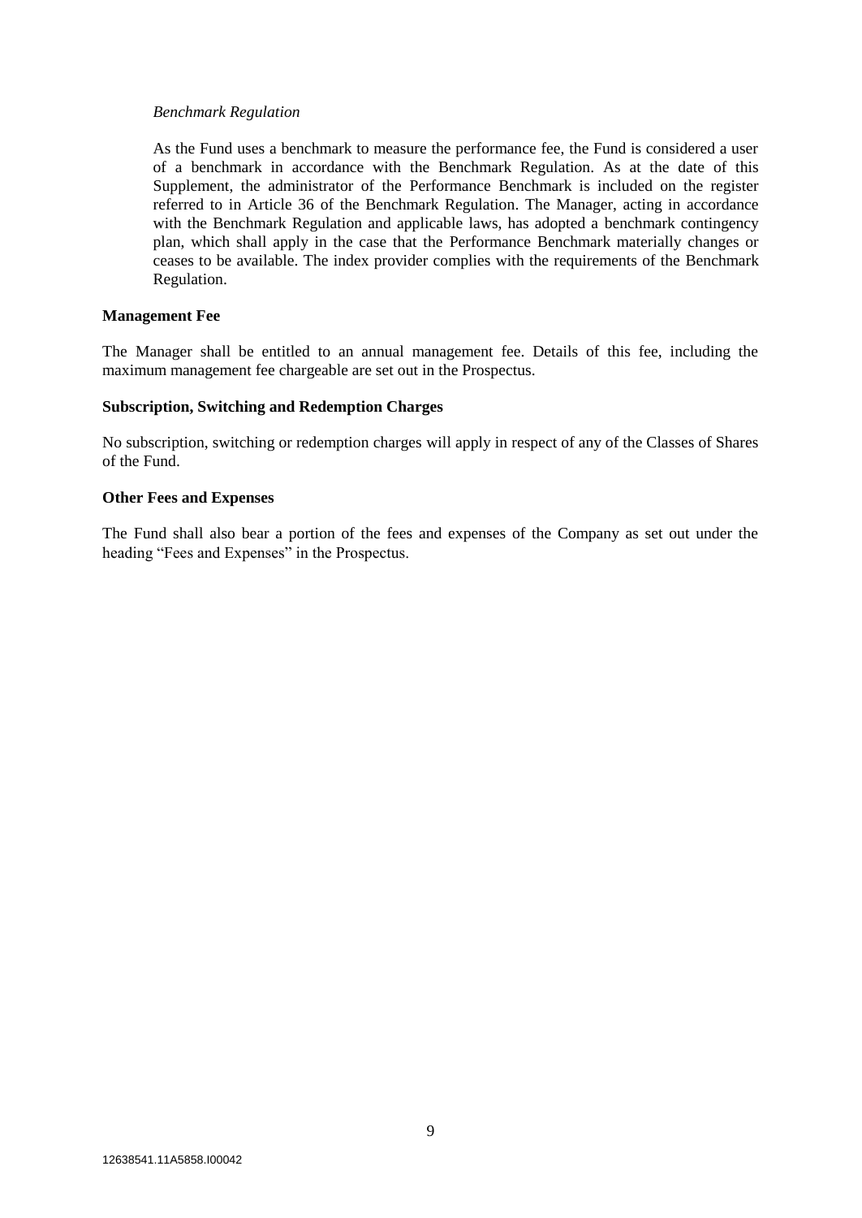*Benchmark Regulation*

As the Fund uses a benchmark to measure the performance fee, the Fund is considered a user of a benchmark in accordance with the Benchmark Regulation. As at the date of this Supplement, the administrator of the Performance Benchmark is included on the register referred to in Article 36 of the Benchmark Regulation. The Manager, acting in accordance with the Benchmark Regulation and applicable laws, has adopted a benchmark contingency plan, which shall apply in the case that the Performance Benchmark materially changes or ceases to be available. The index provider complies with the requirements of the Benchmark Regulation.

**Management Fee**

The Manager shall be entitled to an annual management fee. Details of this fee, including the maximum management fee chargeable are set out in the Prospectus.

**Subscription, Switching and Redemption Charges**

No subscription, switching or redemption charges will apply in respect of any of the Classes of Shares of the Fund.

**Other Fees and Expenses**

The Fund shall also bear a portion of the fees and expenses of the Company as set out under the heading "Fees and Expenses" in the Prospectus.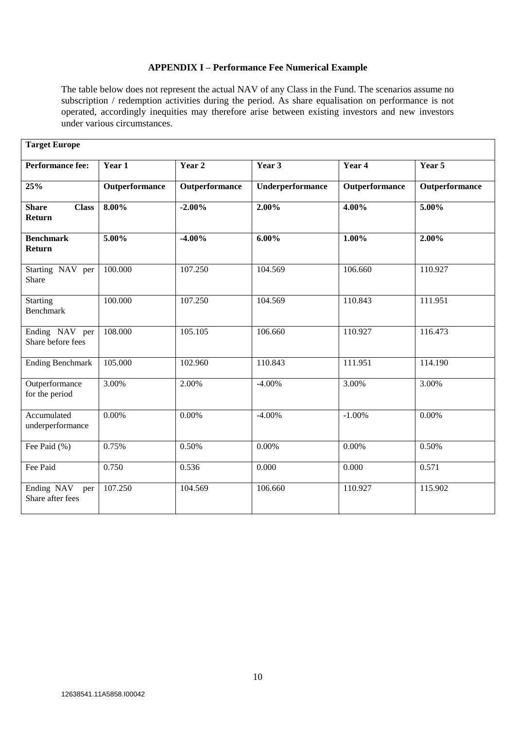## APPENDIX I – Performance Fee Numerical Example

The table below does not represent the actual NAV of any Class in the Fund. The scenarios assume no subscription / redemption activities during the period. As share equalisation on performance is not operated, accordingly inequities may therefore arise between existing investors and new investors under various circumstances.

| **Target Europe** | | | | | |
|---|---|---|---|---|---|
| **Performance fee:** | **Year 1** | **Year 2** | **Year 3** | **Year 4** | **Year 5** |
| **25%** | **Outperformance** | **Outperformance** | **Underperformance** | **Outperformance** | **Outperformance** |
| **Share Class Return** | **8.00%** | **-2.00%** | **2.00%** | **4.00%** | **5.00%** |
| **Benchmark Return** | **5.00%** | **-4.00%** | **6.00%** | **1.00%** | **2.00%** |
| Starting NAV per Share | 100.000 | 107.250 | 104.569 | 106.660 | 110.927 |
| Starting Benchmark | 100.000 | 107.250 | 104.569 | 110.843 | 111.951 |
| Ending NAV per Share before fees | 108.000 | 105.105 | 106.660 | 110.927 | 116.473 |
| Ending Benchmark | 105.000 | 102.960 | 110.843 | 111.951 | 114.190 |
| Outperformance for the period | 3.00% | 2.00% | -4.00% | 3.00% | 3.00% |
| Accumulated underperformance | 0.00% | 0.00% | -4.00% | -1.00% | 0.00% |
| Fee Paid (%) | 0.75% | 0.50% | 0.00% | 0.00% | 0.50% |
| Fee Paid | 0.750 | 0.536 | 0.000 | 0.000 | 0.571 |
| Ending NAV per Share after fees | 107.250 | 104.569 | 106.660 | 110.927 | 115.902 |

12638541.11A5858.I00042